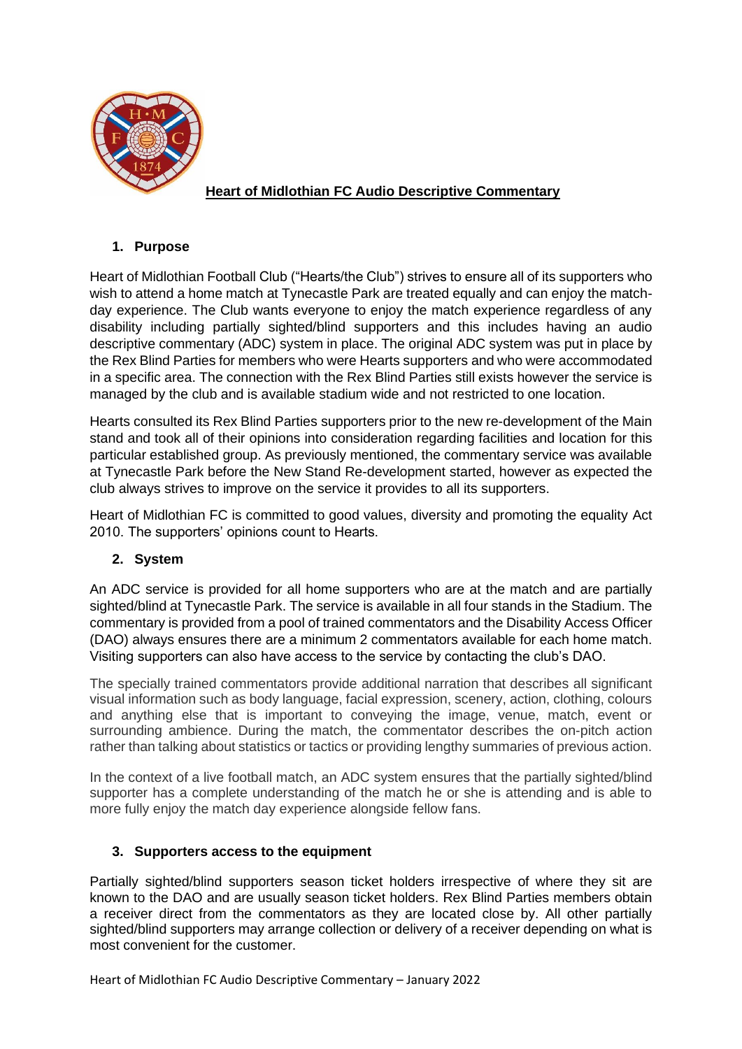# Heart of Midlothian FC Audio Descriptive Commentary

## 1. Purpose

Heart of Midlothian Football Club ("Hearts/the Club") strives to ensure all of its supporters who wish to attend a home match at Tynecastle Park are treated equally and can enjoy the match-day experience. The Club wants everyone to enjoy the match experience regardless of any disability including partially sighted/blind supporters and this includes having an audio descriptive commentary (ADC) system in place. The original ADC system was put in place by the Rex Blind Parties for members who were Hearts supporters and who were accommodated in a specific area. The connection with the Rex Blind Parties still exists however the service is managed by the club and is available stadium wide and not restricted to one location.

Hearts consulted its Rex Blind Parties supporters prior to the new re-development of the Main stand and took all of their opinions into consideration regarding facilities and location for this particular established group. As previously mentioned, the commentary service was available at Tynecastle Park before the New Stand Re-development started, however as expected the club always strives to improve on the service it provides to all its supporters.

Heart of Midlothian FC is committed to good values, diversity and promoting the equality Act 2010. The supporters' opinions count to Hearts.

## 2. System

An ADC service is provided for all home supporters who are at the match and are partially sighted/blind at Tynecastle Park. The service is available in all four stands in the Stadium. The commentary is provided from a pool of trained commentators and the Disability Access Officer (DAO) always ensures there are a minimum 2 commentators available for each home match. Visiting supporters can also have access to the service by contacting the club's DAO.

The specially trained commentators provide additional narration that describes all significant visual information such as body language, facial expression, scenery, action, clothing, colours and anything else that is important to conveying the image, venue, match, event or surrounding ambience. During the match, the commentator describes the on-pitch action rather than talking about statistics or tactics or providing lengthy summaries of previous action.

In the context of a live football match, an ADC system ensures that the partially sighted/blind supporter has a complete understanding of the match he or she is attending and is able to more fully enjoy the match day experience alongside fellow fans.

## 3. Supporters access to the equipment

Partially sighted/blind supporters season ticket holders irrespective of where they sit are known to the DAO and are usually season ticket holders. Rex Blind Parties members obtain a receiver direct from the commentators as they are located close by. All other partially sighted/blind supporters may arrange collection or delivery of a receiver depending on what is most convenient for the customer.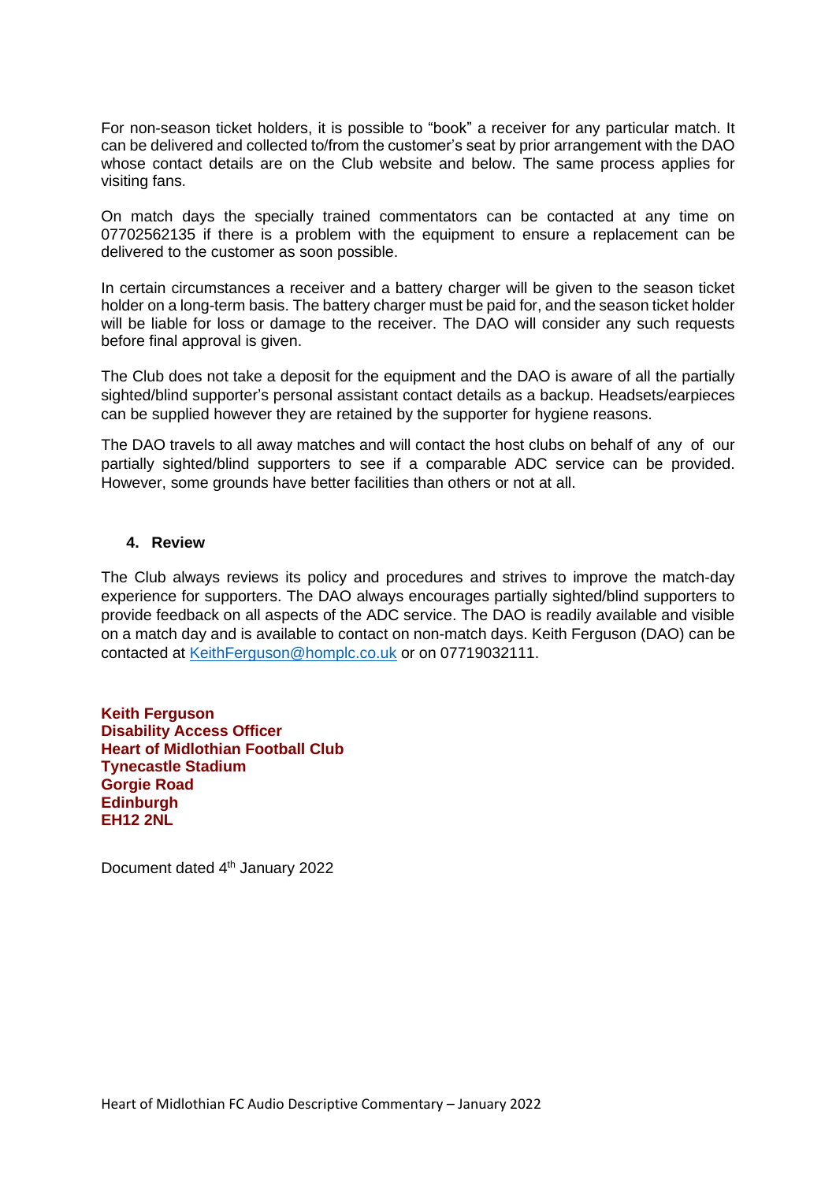For non-season ticket holders, it is possible to "book" a receiver for any particular match. It can be delivered and collected to/from the customer's seat by prior arrangement with the DAO whose contact details are on the Club website and below. The same process applies for visiting fans.

On match days the specially trained commentators can be contacted at any time on 07702562135 if there is a problem with the equipment to ensure a replacement can be delivered to the customer as soon possible.

In certain circumstances a receiver and a battery charger will be given to the season ticket holder on a long-term basis. The battery charger must be paid for, and the season ticket holder will be liable for loss or damage to the receiver. The DAO will consider any such requests before final approval is given.

The Club does not take a deposit for the equipment and the DAO is aware of all the partially sighted/blind supporter's personal assistant contact details as a backup. Headsets/earpieces can be supplied however they are retained by the supporter for hygiene reasons.

The DAO travels to all away matches and will contact the host clubs on behalf of any of our partially sighted/blind supporters to see if a comparable ADC service can be provided. However, some grounds have better facilities than others or not at all.

## 4. Review

The Club always reviews its policy and procedures and strives to improve the match-day experience for supporters. The DAO always encourages partially sighted/blind supporters to provide feedback on all aspects of the ADC service. The DAO is readily available and visible on a match day and is available to contact on non-match days. Keith Ferguson (DAO) can be contacted at KeithFerguson@homplc.co.uk or on 07719032111.

**Keith Ferguson**
**Disability Access Officer**
**Heart of Midlothian Football Club**
**Tynecastle Stadium**
**Gorgie Road**
**Edinburgh**
**EH12 2NL**

Document dated 4th January 2022